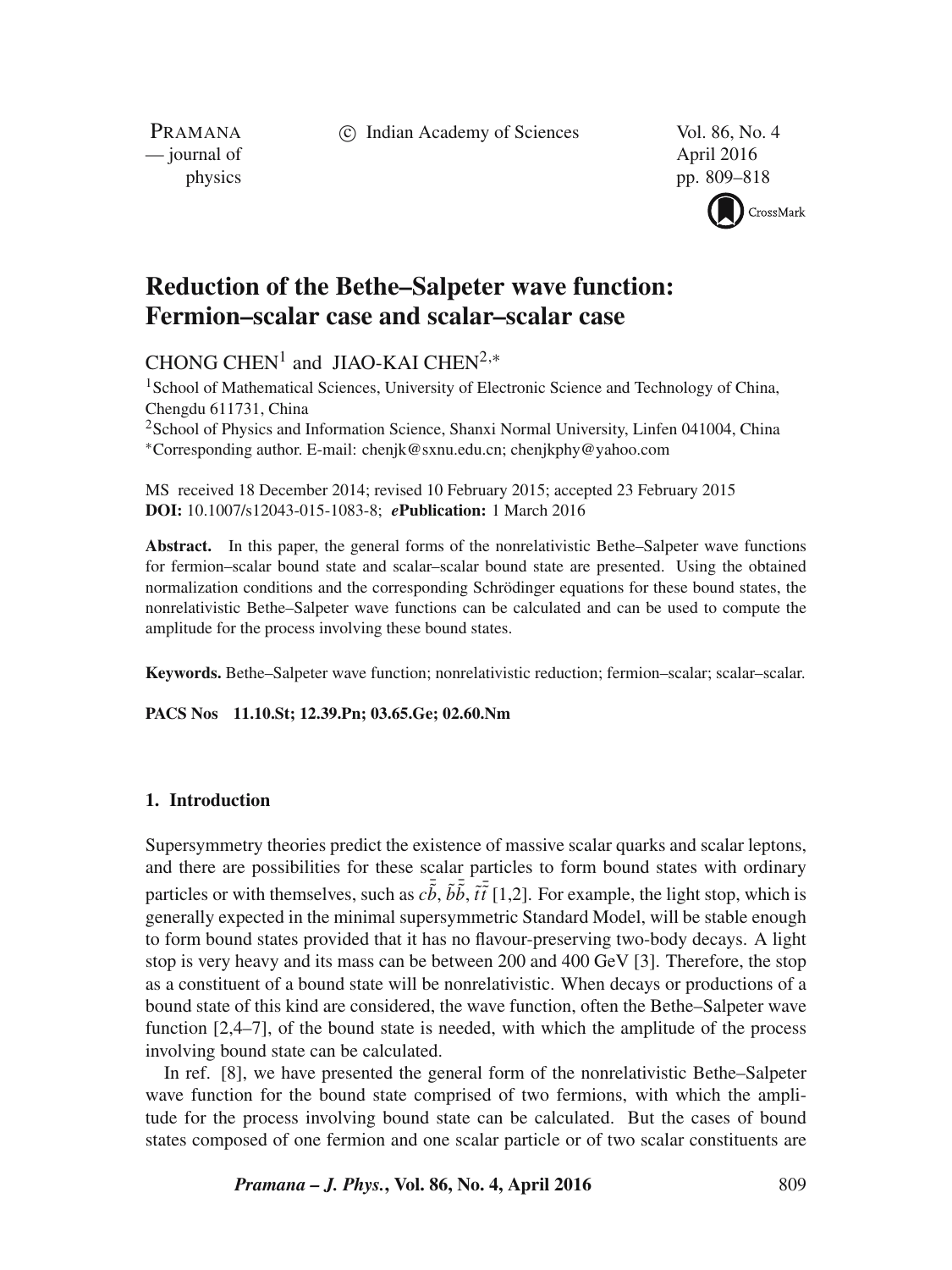# Reduction of the Bethe–Salpeter wave function: Fermion–scalar case and scalar–scalar case

CHONG CHEN[1] and JIAO-KAI CHEN[2,*]

[1]School of Mathematical Sciences, University of Electronic Science and Technology of China, Chengdu 611731, China

[2]School of Physics and Information Science, Shanxi Normal University, Linfen 041004, China

*Corresponding author. E-mail: chenjk@sxnu.edu.cn; chenjkphy@yahoo.com

MS received 18 December 2014; revised 10 February 2015; accepted 23 February 2015

**DOI:** 10.1007/s12043-015-1083-8; ***e*Publication:** 1 March 2016

**Abstract.** In this paper, the general forms of the nonrelativistic Bethe–Salpeter wave functions for fermion–scalar bound state and scalar–scalar bound state are presented. Using the obtained normalization conditions and the corresponding Schrödinger equations for these bound states, the nonrelativistic Bethe–Salpeter wave functions can be calculated and can be used to compute the amplitude for the process involving these bound states.

**Keywords.** Bethe–Salpeter wave function; nonrelativistic reduction; fermion–scalar; scalar–scalar.

**PACS Nos** 11.10.St; 12.39.Pn; 03.65.Ge; 02.60.Nm

## 1. Introduction

Supersymmetry theories predict the existence of massive scalar quarks and scalar leptons, and there are possibilities for these scalar particles to form bound states with ordinary particles or with themselves, such as $c\bar{\tilde{b}}$, $\tilde{b}\bar{\tilde{b}}$, $\tilde{t}\bar{\tilde{t}}$ [1,2]. For example, the light stop, which is generally expected in the minimal supersymmetric Standard Model, will be stable enough to form bound states provided that it has no flavour-preserving two-body decays. A light stop is very heavy and its mass can be between 200 and 400 GeV [3]. Therefore, the stop as a constituent of a bound state will be nonrelativistic. When decays or productions of a bound state of this kind are considered, the wave function, often the Bethe–Salpeter wave function [2,4–7], of the bound state is needed, with which the amplitude of the process involving bound state can be calculated.

In ref. [8], we have presented the general form of the nonrelativistic Bethe–Salpeter wave function for the bound state comprised of two fermions, with which the amplitude for the process involving bound state can be calculated. But the cases of bound states composed of one fermion and one scalar particle or of two scalar constituents are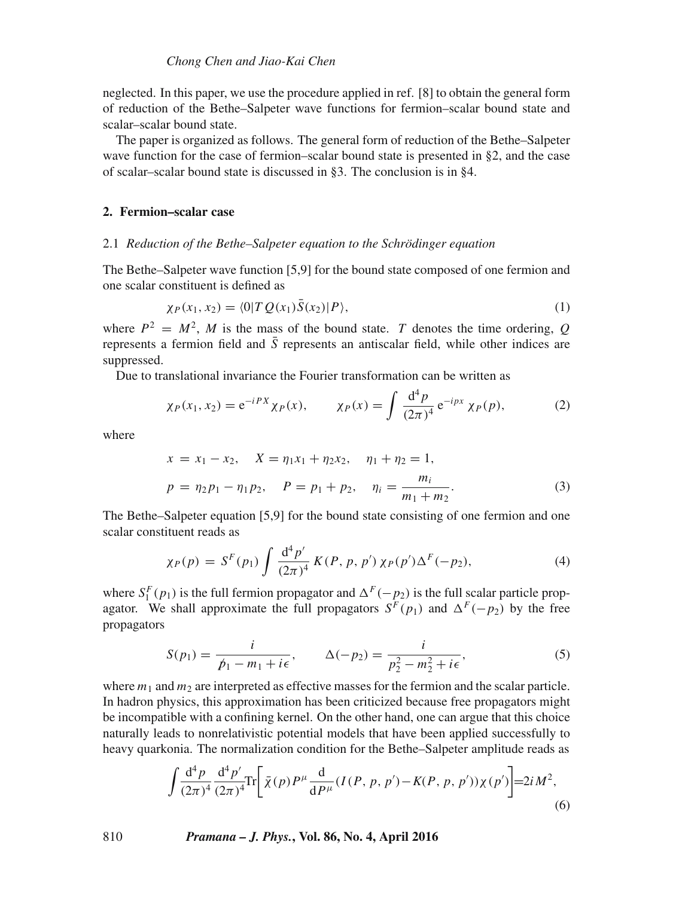neglected. In this paper, we use the procedure applied in ref. [8] to obtain the general form of reduction of the Bethe–Salpeter wave functions for fermion–scalar bound state and scalar–scalar bound state.

The paper is organized as follows. The general form of reduction of the Bethe–Salpeter wave function for the case of fermion–scalar bound state is presented in §2, and the case of scalar–scalar bound state is discussed in §3. The conclusion is in §4.

## 2. Fermion–scalar case

### 2.1 *Reduction of the Bethe–Salpeter equation to the Schrödinger equation*

The Bethe–Salpeter wave function [5,9] for the bound state composed of one fermion and one scalar constituent is defined as

$$\chi_P(x_1, x_2) = \langle 0|T\, Q(x_1)\bar{S}(x_2)|P\rangle, \tag{1}$$

where $P^2 = M^2$, $M$ is the mass of the bound state. $T$ denotes the time ordering, $Q$ represents a fermion field and $\bar{S}$ represents an antiscalar field, while other indices are suppressed.

Due to translational invariance the Fourier transformation can be written as

$$\chi_P(x_1, x_2) = \mathrm{e}^{-iPX}\chi_P(x), \qquad \chi_P(x) = \int \frac{\mathrm{d}^4 p}{(2\pi)^4}\, \mathrm{e}^{-ipx}\, \chi_P(p), \tag{2}$$

where

$$\begin{aligned}
x &= x_1 - x_2, \quad X = \eta_1 x_1 + \eta_2 x_2, \quad \eta_1 + \eta_2 = 1,\\
p &= \eta_2 p_1 - \eta_1 p_2, \quad P = p_1 + p_2, \quad \eta_i = \frac{m_i}{m_1 + m_2}.
\end{aligned} \tag{3}$$

The Bethe–Salpeter equation [5,9] for the bound state consisting of one fermion and one scalar constituent reads as

$$\chi_P(p) = S^F(p_1)\int \frac{\mathrm{d}^4 p'}{(2\pi)^4}\, K(P, p, p')\, \chi_P(p')\Delta^F(-p_2), \tag{4}$$

where $S_1^F(p_1)$ is the full fermion propagator and $\Delta^F(-p_2)$ is the full scalar particle propagator. We shall approximate the full propagators $S^F(p_1)$ and $\Delta^F(-p_2)$ by the free propagators

$$S(p_1) = \frac{i}{\not{p}_1 - m_1 + i\epsilon}, \qquad \Delta(-p_2) = \frac{i}{p_2^2 - m_2^2 + i\epsilon}, \tag{5}$$

where $m_1$ and $m_2$ are interpreted as effective masses for the fermion and the scalar particle. In hadron physics, this approximation has been criticized because free propagators might be incompatible with a confining kernel. On the other hand, one can argue that this choice naturally leads to nonrelativistic potential models that have been applied successfully to heavy quarkonia. The normalization condition for the Bethe–Salpeter amplitude reads as

$$\int \frac{\mathrm{d}^4 p}{(2\pi)^4}\frac{\mathrm{d}^4 p'}{(2\pi)^4}\mathrm{Tr}\left[\bar{\chi}(p)P^{\mu}\frac{\mathrm{d}}{\mathrm{d}P^{\mu}}(I(P, p, p') - K(P, p, p'))\chi(p')\right] = 2iM^2, \tag{6}$$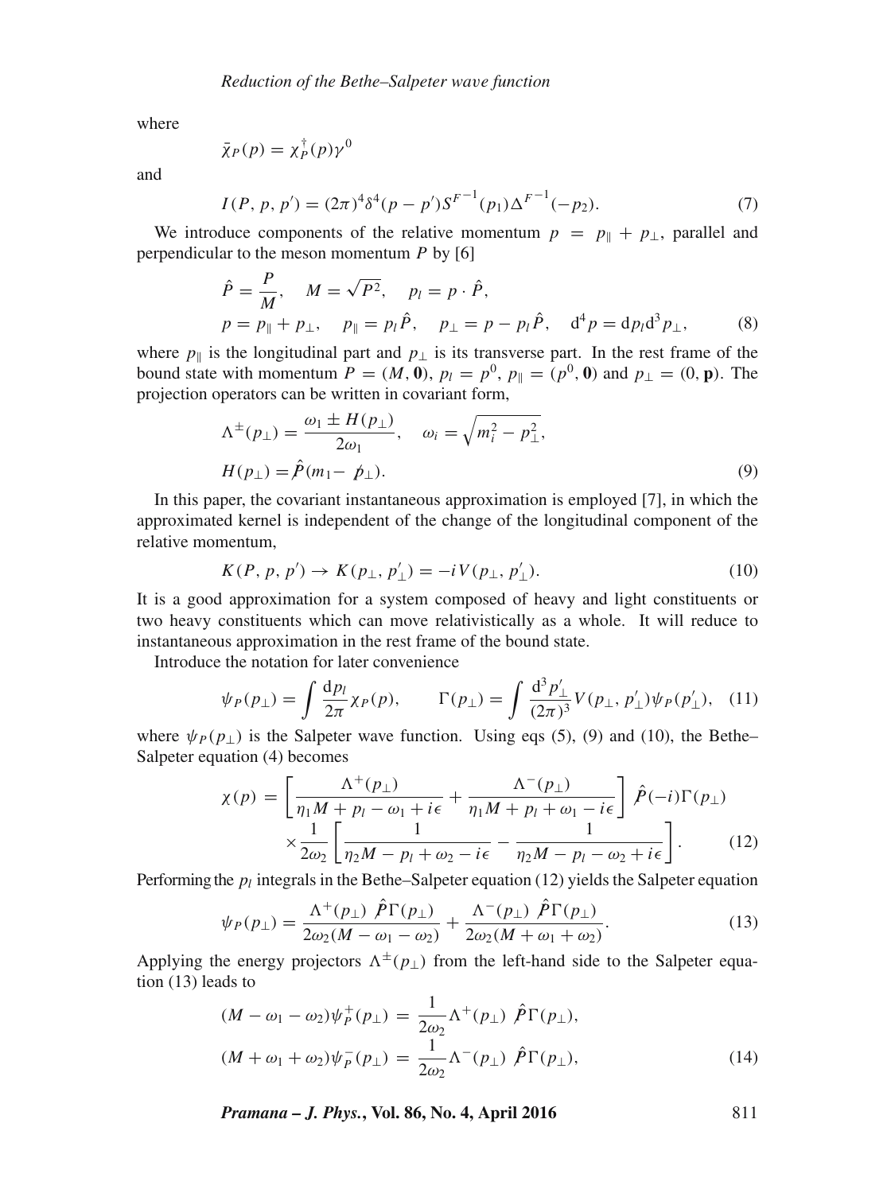where

$$\bar{\chi}_P(p) = \chi_P^\dagger(p)\gamma^0$$

and

$$I(P, p, p') = (2\pi)^4\delta^4(p - p')S^{F^{-1}}(p_1)\Delta^{F^{-1}}(-p_2). \tag{7}$$

We introduce components of the relative momentum $p = p_\parallel + p_\perp$, parallel and perpendicular to the meson momentum $P$ by [6]

$$\begin{aligned} &\hat{P} = \frac{P}{M}, \quad M = \sqrt{P^2}, \quad p_l = p \cdot \hat{P}, \\ &p = p_\parallel + p_\perp, \quad p_\parallel = p_l\hat{P}, \quad p_\perp = p - p_l\hat{P}, \quad \mathrm{d}^4p = \mathrm{d}p_l\mathrm{d}^3p_\perp, \end{aligned} \tag{8}$$

where $p_\parallel$ is the longitudinal part and $p_\perp$ is its transverse part. In the rest frame of the bound state with momentum $P = (M, \mathbf{0})$, $p_l = p^0$, $p_\parallel = (p^0, \mathbf{0})$ and $p_\perp = (0, \mathbf{p})$. The projection operators can be written in covariant form,

$$\begin{aligned} &\Lambda^\pm(p_\perp) = \frac{\omega_1 \pm H(p_\perp)}{2\omega_1}, \quad \omega_i = \sqrt{m_i^2 - p_\perp^2}, \\ &H(p_\perp) = \not{\hat{P}}(m_1 - \not{p}_\perp). \end{aligned} \tag{9}$$

In this paper, the covariant instantaneous approximation is employed [7], in which the approximated kernel is independent of the change of the longitudinal component of the relative momentum,

$$K(P, p, p') \rightarrow K(p_\perp, p'_\perp) = -iV(p_\perp, p'_\perp). \tag{10}$$

It is a good approximation for a system composed of heavy and light constituents or two heavy constituents which can move relativistically as a whole. It will reduce to instantaneous approximation in the rest frame of the bound state.

Introduce the notation for later convenience

$$\psi_P(p_\perp) = \int \frac{\mathrm{d}p_l}{2\pi}\chi_P(p), \qquad \Gamma(p_\perp) = \int \frac{\mathrm{d}^3p'_\perp}{(2\pi)^3}V(p_\perp, p'_\perp)\psi_P(p'_\perp), \tag{11}$$

where $\psi_P(p_\perp)$ is the Salpeter wave function. Using eqs (5), (9) and (10), the Bethe–Salpeter equation (4) becomes

$$\begin{aligned} \chi(p) = &\left[\frac{\Lambda^+(p_\perp)}{\eta_1 M + p_l - \omega_1 + i\epsilon} + \frac{\Lambda^-(p_\perp)}{\eta_1 M + p_l + \omega_1 - i\epsilon}\right]\not{\hat{P}}(-i)\Gamma(p_\perp) \\ &\times \frac{1}{2\omega_2}\left[\frac{1}{\eta_2 M - p_l + \omega_2 - i\epsilon} - \frac{1}{\eta_2 M - p_l - \omega_2 + i\epsilon}\right]. \end{aligned} \tag{12}$$

Performing the $p_l$ integrals in the Bethe–Salpeter equation (12) yields the Salpeter equation

$$\psi_P(p_\perp) = \frac{\Lambda^+(p_\perp)\not{\hat{P}}\Gamma(p_\perp)}{2\omega_2(M - \omega_1 - \omega_2)} + \frac{\Lambda^-(p_\perp)\not{\hat{P}}\Gamma(p_\perp)}{2\omega_2(M + \omega_1 + \omega_2)}. \tag{13}$$

Applying the energy projectors $\Lambda^\pm(p_\perp)$ from the left-hand side to the Salpeter equation (13) leads to

$$\begin{aligned} (M - \omega_1 - \omega_2)\psi_P^+(p_\perp) &= \frac{1}{2\omega_2}\Lambda^+(p_\perp)\not{\hat{P}}\Gamma(p_\perp), \\ (M + \omega_1 + \omega_2)\psi_P^-(p_\perp) &= \frac{1}{2\omega_2}\Lambda^-(p_\perp)\not{\hat{P}}\Gamma(p_\perp), \end{aligned} \tag{14}$$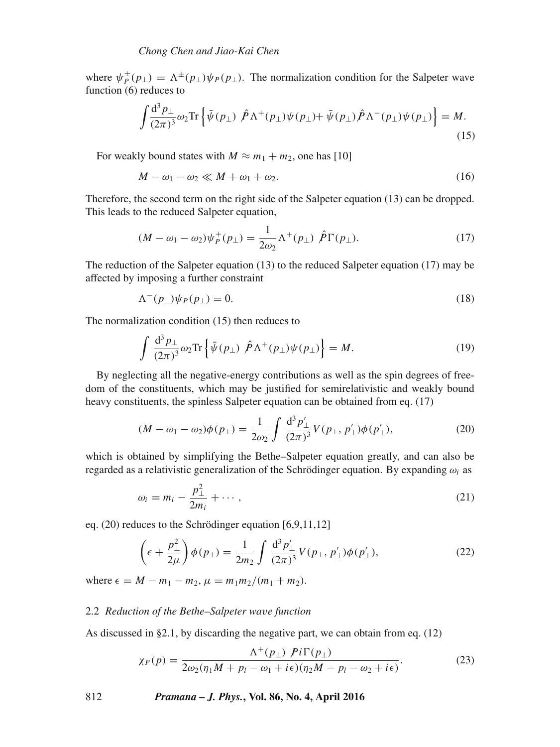where $\psi_P^{\pm}(p_\perp) = \Lambda^{\pm}(p_\perp)\psi_P(p_\perp)$. The normalization condition for the Salpeter wave function (6) reduces to

$$\int \frac{\mathrm{d}^3 p_\perp}{(2\pi)^3}\omega_2 \mathrm{Tr}\left\{\bar{\psi}(p_\perp)\ \hat{\not P}\Lambda^+(p_\perp)\psi(p_\perp) + \bar{\psi}(p_\perp)\hat{\not P}\Lambda^-(p_\perp)\psi(p_\perp)\right\} = M. \tag{15}$$

For weakly bound states with $M \approx m_1 + m_2$, one has [10]

$$M - \omega_1 - \omega_2 \ll M + \omega_1 + \omega_2. \tag{16}$$

Therefore, the second term on the right side of the Salpeter equation (13) can be dropped. This leads to the reduced Salpeter equation,

$$(M - \omega_1 - \omega_2)\psi_P^+(p_\perp) = \frac{1}{2\omega_2}\Lambda^+(p_\perp)\ \hat{\not P}\Gamma(p_\perp). \tag{17}$$

The reduction of the Salpeter equation (13) to the reduced Salpeter equation (17) may be affected by imposing a further constraint

$$\Lambda^-(p_\perp)\psi_P(p_\perp) = 0. \tag{18}$$

The normalization condition (15) then reduces to

$$\int \frac{\mathrm{d}^3 p_\perp}{(2\pi)^3}\omega_2 \mathrm{Tr}\left\{\bar{\psi}(p_\perp)\ \hat{\not P}\Lambda^+(p_\perp)\psi(p_\perp)\right\} = M. \tag{19}$$

By neglecting all the negative-energy contributions as well as the spin degrees of freedom of the constituents, which may be justified for semirelativistic and weakly bound heavy constituents, the spinless Salpeter equation can be obtained from eq. (17)

$$(M - \omega_1 - \omega_2)\phi(p_\perp) = \frac{1}{2\omega_2}\int \frac{\mathrm{d}^3 p'_\perp}{(2\pi)^3} V(p_\perp, p'_\perp)\phi(p'_\perp), \tag{20}$$

which is obtained by simplifying the Bethe–Salpeter equation greatly, and can also be regarded as a relativistic generalization of the Schrödinger equation. By expanding $\omega_i$ as

$$\omega_i = m_i - \frac{p_\perp^2}{2m_i} + \cdots, \tag{21}$$

eq. (20) reduces to the Schrödinger equation [6,9,11,12]

$$\left(\epsilon + \frac{p_\perp^2}{2\mu}\right)\phi(p_\perp) = \frac{1}{2m_2}\int \frac{\mathrm{d}^3 p'_\perp}{(2\pi)^3} V(p_\perp, p'_\perp)\phi(p'_\perp), \tag{22}$$

where $\epsilon = M - m_1 - m_2$, $\mu = m_1 m_2/(m_1 + m_2)$.

### 2.2 *Reduction of the Bethe–Salpeter wave function*

As discussed in §2.1, by discarding the negative part, we can obtain from eq. (12)

$$\chi_P(p) = \frac{\Lambda^+(p_\perp)\ \not P i\Gamma(p_\perp)}{2\omega_2(\eta_1 M + p_l - \omega_1 + i\epsilon)(\eta_2 M - p_l - \omega_2 + i\epsilon)}. \tag{23}$$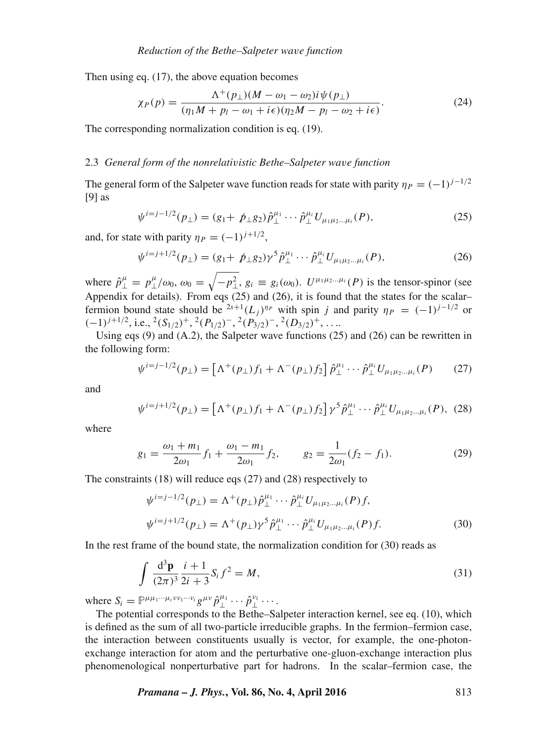Then using eq. (17), the above equation becomes

$$\chi_P(p) = \frac{\Lambda^+(p_\perp)(M-\omega_1-\omega_2)i\psi(p_\perp)}{(\eta_1 M + p_l - \omega_1 + i\epsilon)(\eta_2 M - p_l - \omega_2 + i\epsilon)}. \tag{24}$$

The corresponding normalization condition is eq. (19).

### 2.3 *General form of the nonrelativistic Bethe–Salpeter wave function*

The general form of the Salpeter wave function reads for state with parity $\eta_P = (-1)^{j-1/2}$ [9] as

$$\psi^{i=j-1/2}(p_\perp) = (g_1 + \not{p}_\perp g_2)\hat{p}_\perp^{\mu_1}\cdots\hat{p}_\perp^{\mu_i}U_{\mu_1\mu_2\ldots\mu_i}(P), \tag{25}$$

and, for state with parity $\eta_P = (-1)^{j+1/2}$,

$$\psi^{i=j+1/2}(p_\perp) = (g_1 + \not{p}_\perp g_2)\gamma^5\hat{p}_\perp^{\mu_1}\cdots\hat{p}_\perp^{\mu_i}U_{\mu_1\mu_2\ldots\mu_i}(P), \tag{26}$$

where $\hat{p}_\perp^\mu = p_\perp^\mu/\omega_0$, $\omega_0 = \sqrt{-p_\perp^2}$, $g_i \equiv g_i(\omega_0)$. $U^{\mu_1\mu_2\ldots\mu_i}(P)$ is the tensor-spinor (see Appendix for details). From eqs (25) and (26), it is found that the states for the scalar–fermion bound state should be ${}^{2s+1}(L_j)^{\eta_P}$ with spin $j$ and parity $\eta_P = (-1)^{j-1/2}$ or $(-1)^{j+1/2}$, i.e., ${}^2(S_{1/2})^+$, ${}^2(P_{1/2})^-$, ${}^2(P_{3/2})^-$, ${}^2(D_{3/2})^+$, $\ldots$.

Using eqs (9) and (A.2), the Salpeter wave functions (25) and (26) can be rewritten in the following form:

$$\psi^{i=j-1/2}(p_\perp) = \left[\Lambda^+(p_\perp)f_1 + \Lambda^-(p_\perp)f_2\right]\hat{p}_\perp^{\mu_1}\cdots\hat{p}_\perp^{\mu_i}U_{\mu_1\mu_2\ldots\mu_i}(P) \tag{27}$$

and

$$\psi^{i=j+1/2}(p_\perp) = \left[\Lambda^+(p_\perp)f_1 + \Lambda^-(p_\perp)f_2\right]\gamma^5\hat{p}_\perp^{\mu_1}\cdots\hat{p}_\perp^{\mu_i}U_{\mu_1\mu_2\ldots\mu_i}(P), \tag{28}$$

where

$$g_1 = \frac{\omega_1 + m_1}{2\omega_1}f_1 + \frac{\omega_1 - m_1}{2\omega_1}f_2, \qquad g_2 = \frac{1}{2\omega_1}(f_2 - f_1). \tag{29}$$

The constraints (18) will reduce eqs (27) and (28) respectively to

$$\begin{aligned}
\psi^{i=j-1/2}(p_\perp) &= \Lambda^+(p_\perp)\hat{p}_\perp^{\mu_1}\cdots\hat{p}_\perp^{\mu_i}U_{\mu_1\mu_2\ldots\mu_i}(P)f, \\
\psi^{i=j+1/2}(p_\perp) &= \Lambda^+(p_\perp)\gamma^5\hat{p}_\perp^{\mu_1}\cdots\hat{p}_\perp^{\mu_i}U_{\mu_1\mu_2\ldots\mu_i}(P)f.
\end{aligned} \tag{30}$$

In the rest frame of the bound state, the normalization condition for (30) reads as

$$\int \frac{\mathrm{d}^3\mathbf{p}}{(2\pi)^3}\frac{i+1}{2i+3}S_i f^2 = M, \tag{31}$$

where $S_i = \mathbb{P}^{\mu\mu_1\cdots\mu_i\nu\nu_1\cdots\nu_i}g^{\mu\nu}\hat{p}_\perp^{\mu_1}\cdots\hat{p}_\perp^{\nu_1}\cdots$.

The potential corresponds to the Bethe–Salpeter interaction kernel, see eq. (10), which is defined as the sum of all two-particle irreducible graphs. In the fermion–fermion case, the interaction between constituents usually is vector, for example, the one-photon-exchange interaction for atom and the perturbative one-gluon-exchange interaction plus phenomenological nonperturbative part for hadrons. In the scalar–fermion case, the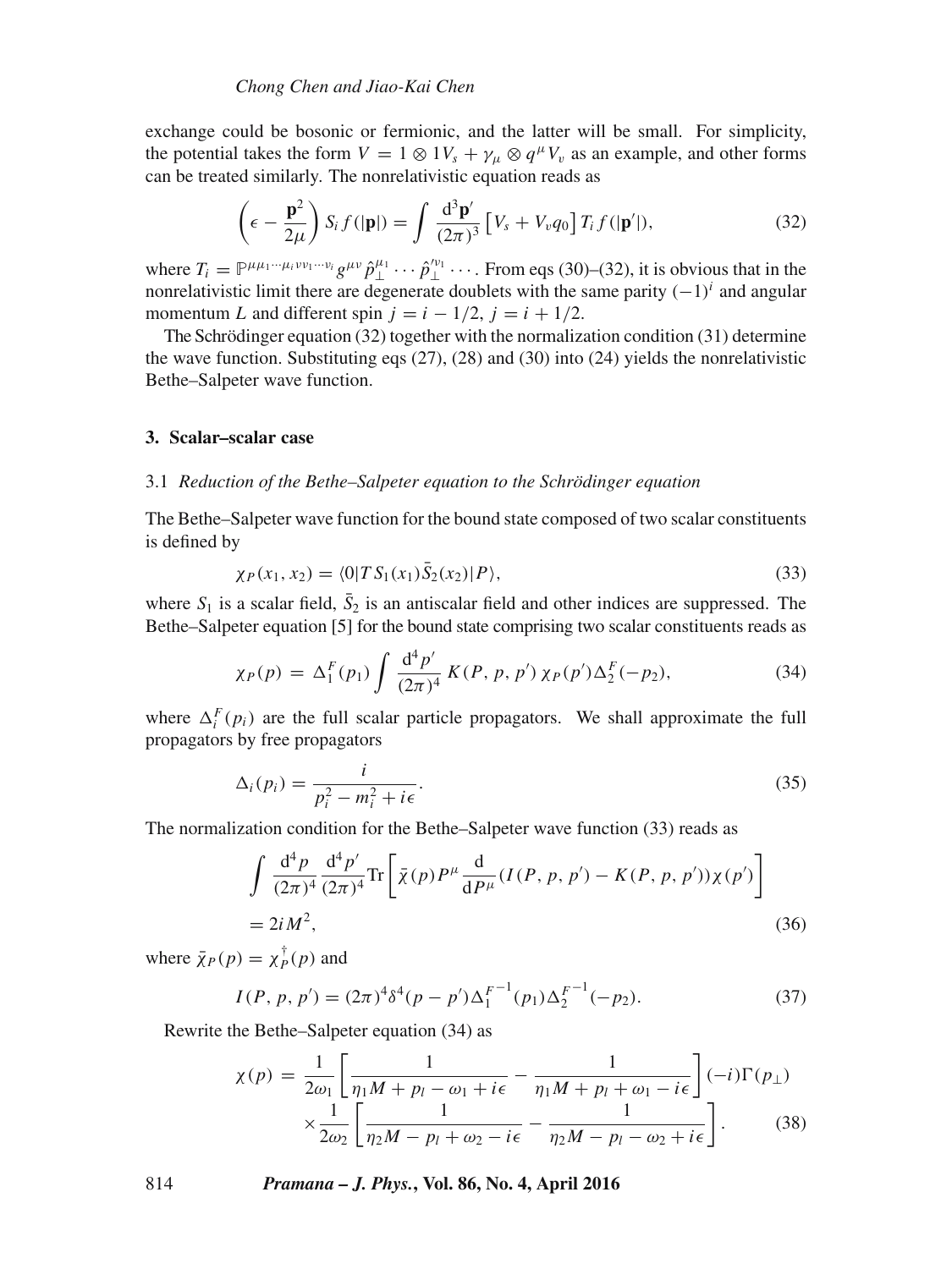exchange could be bosonic or fermionic, and the latter will be small. For simplicity, the potential takes the form $V = 1 \otimes 1 V_s + \gamma_\mu \otimes q^\mu V_v$ as an example, and other forms can be treated similarly. The nonrelativistic equation reads as

$$\left(\epsilon - \frac{\mathbf{p}^2}{2\mu}\right) S_i f(|\mathbf{p}|) = \int \frac{\mathrm{d}^3\mathbf{p}'}{(2\pi)^3} \left[V_s + V_v q_0\right] T_i f(|\mathbf{p}'|), \tag{32}$$

where $T_i = \mathbb{P}^{\mu\mu_1\cdots\mu_i\nu\nu_1\cdots\nu_i} g^{\mu\nu} \hat{p}_\perp^{\mu_1} \cdots \hat{p}_\perp^{\prime\nu_1} \cdots$. From eqs (30)–(32), it is obvious that in the nonrelativistic limit there are degenerate doublets with the same parity $(-1)^i$ and angular momentum $L$ and different spin $j = i - 1/2$, $j = i + 1/2$.

The Schrödinger equation (32) together with the normalization condition (31) determine the wave function. Substituting eqs (27), (28) and (30) into (24) yields the nonrelativistic Bethe–Salpeter wave function.

## 3. Scalar–scalar case

### 3.1 *Reduction of the Bethe–Salpeter equation to the Schrödinger equation*

The Bethe–Salpeter wave function for the bound state composed of two scalar constituents is defined by

$$\chi_P(x_1, x_2) = \langle 0|T S_1(x_1)\bar{S}_2(x_2)|P\rangle, \tag{33}$$

where $S_1$ is a scalar field, $\bar{S}_2$ is an antiscalar field and other indices are suppressed. The Bethe–Salpeter equation [5] for the bound state comprising two scalar constituents reads as

$$\chi_P(p) = \Delta_1^F(p_1) \int \frac{\mathrm{d}^4 p'}{(2\pi)^4} K(P, p, p')\, \chi_P(p') \Delta_2^F(-p_2), \tag{34}$$

where $\Delta_i^F(p_i)$ are the full scalar particle propagators. We shall approximate the full propagators by free propagators

$$\Delta_i(p_i) = \frac{i}{p_i^2 - m_i^2 + i\epsilon}. \tag{35}$$

The normalization condition for the Bethe–Salpeter wave function (33) reads as

$$\int \frac{\mathrm{d}^4 p}{(2\pi)^4} \frac{\mathrm{d}^4 p'}{(2\pi)^4} \mathrm{Tr}\left[\bar{\chi}(p) P^\mu \frac{\mathrm{d}}{\mathrm{d}P^\mu}(I(P, p, p') - K(P, p, p'))\chi(p')\right]$$
$$= 2iM^2, \tag{36}$$

where $\bar{\chi}_P(p) = \chi_P^\dagger(p)$ and

$$I(P, p, p') = (2\pi)^4 \delta^4(p - p') \Delta_1^{F^{-1}}(p_1) \Delta_2^{F^{-1}}(-p_2). \tag{37}$$

Rewrite the Bethe–Salpeter equation (34) as

$$\chi(p) = \frac{1}{2\omega_1}\left[\frac{1}{\eta_1 M + p_l - \omega_1 + i\epsilon} - \frac{1}{\eta_1 M + p_l + \omega_1 - i\epsilon}\right](-i)\Gamma(p_\perp)$$
$$\times \frac{1}{2\omega_2}\left[\frac{1}{\eta_2 M - p_l + \omega_2 - i\epsilon} - \frac{1}{\eta_2 M - p_l - \omega_2 + i\epsilon}\right]. \tag{38}$$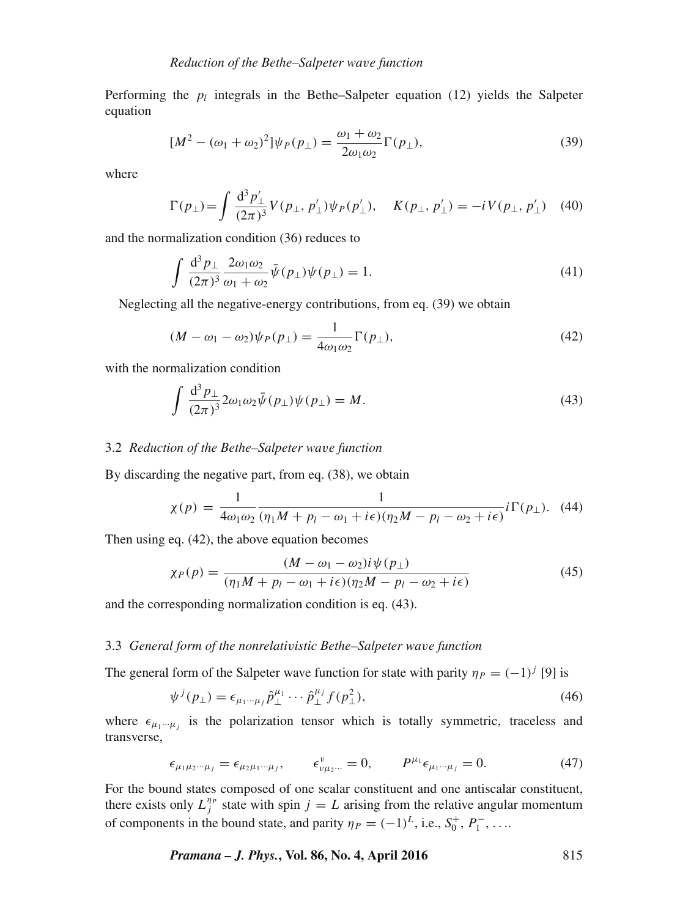Performing the $p_l$ integrals in the Bethe–Salpeter equation (12) yields the Salpeter equation

$$[M^2 - (\omega_1 + \omega_2)^2]\psi_P(p_\perp) = \frac{\omega_1 + \omega_2}{2\omega_1\omega_2}\Gamma(p_\perp), \tag{39}$$

where

$$\Gamma(p_\perp) = \int \frac{\mathrm{d}^3 p'_\perp}{(2\pi)^3} V(p_\perp, p'_\perp)\psi_P(p'_\perp), \quad K(p_\perp, p'_\perp) = -iV(p_\perp, p'_\perp) \tag{40}$$

and the normalization condition (36) reduces to

$$\int \frac{\mathrm{d}^3 p_\perp}{(2\pi)^3} \frac{2\omega_1\omega_2}{\omega_1 + \omega_2} \bar{\psi}(p_\perp)\psi(p_\perp) = 1. \tag{41}$$

Neglecting all the negative-energy contributions, from eq. (39) we obtain

$$(M - \omega_1 - \omega_2)\psi_P(p_\perp) = \frac{1}{4\omega_1\omega_2}\Gamma(p_\perp), \tag{42}$$

with the normalization condition

$$\int \frac{\mathrm{d}^3 p_\perp}{(2\pi)^3} 2\omega_1\omega_2 \bar{\psi}(p_\perp)\psi(p_\perp) = M. \tag{43}$$

### 3.2 *Reduction of the Bethe–Salpeter wave function*

By discarding the negative part, from eq. (38), we obtain

$$\chi(p) = \frac{1}{4\omega_1\omega_2} \frac{1}{(\eta_1 M + p_l - \omega_1 + i\epsilon)(\eta_2 M - p_l - \omega_2 + i\epsilon)} i\Gamma(p_\perp). \tag{44}$$

Then using eq. (42), the above equation becomes

$$\chi_P(p) = \frac{(M - \omega_1 - \omega_2)i\psi(p_\perp)}{(\eta_1 M + p_l - \omega_1 + i\epsilon)(\eta_2 M - p_l - \omega_2 + i\epsilon)} \tag{45}$$

and the corresponding normalization condition is eq. (43).

### 3.3 *General form of the nonrelativistic Bethe–Salpeter wave function*

The general form of the Salpeter wave function for state with parity $\eta_P = (-1)^j$ [9] is

$$\psi^j(p_\perp) = \epsilon_{\mu_1 \cdots \mu_j} \hat{p}_\perp^{\mu_1} \cdots \hat{p}_\perp^{\mu_j} f(p_\perp^2), \tag{46}$$

where $\epsilon_{\mu_1 \cdots \mu_j}$ is the polarization tensor which is totally symmetric, traceless and transverse,

$$\epsilon_{\mu_1\mu_2\cdots\mu_j} = \epsilon_{\mu_2\mu_1\cdots\mu_j}, \qquad \epsilon^{\nu}_{\nu\mu_2\cdots} = 0, \qquad P^{\mu_1}\epsilon_{\mu_1\cdots\mu_j} = 0. \tag{47}$$

For the bound states composed of one scalar constituent and one antiscalar constituent, there exists only $L_j^{\eta_P}$ state with spin $j = L$ arising from the relative angular momentum of components in the bound state, and parity $\eta_P = (-1)^L$, i.e., $S_0^+$, $P_1^-$, ....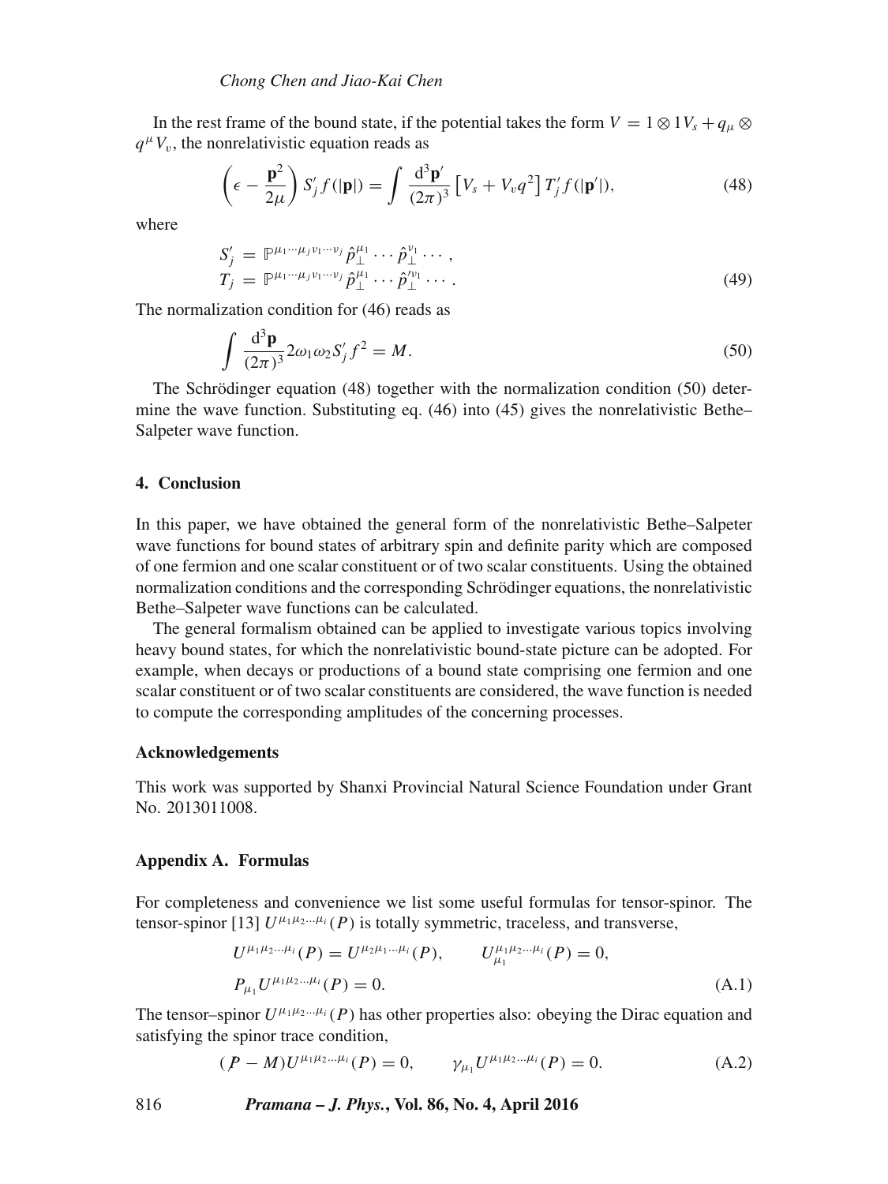In the rest frame of the bound state, if the potential takes the form $V = 1 \otimes 1 V_s + q_\mu \otimes q^\mu V_v$, the nonrelativistic equation reads as

$$\left(\epsilon - \frac{\mathbf{p}^2}{2\mu}\right) S'_j f(|\mathbf{p}|) = \int \frac{\mathrm{d}^3\mathbf{p}'}{(2\pi)^3} \left[V_s + V_v q^2\right] T'_j f(|\mathbf{p}'|), \tag{48}$$

where

$$\begin{aligned} S'_j &= \mathbb{P}^{\mu_1\cdots\mu_j\nu_1\cdots\nu_j} \hat{p}_\perp^{\mu_1} \cdots \hat{p}_\perp^{\nu_1} \cdots, \\ T_j &= \mathbb{P}^{\mu_1\cdots\mu_j\nu_1\cdots\nu_j} \hat{p}_\perp^{\mu_1} \cdots \hat{p}_\perp^{\prime\nu_1} \cdots. \end{aligned} \tag{49}$$

The normalization condition for (46) reads as

$$\int \frac{\mathrm{d}^3\mathbf{p}}{(2\pi)^3} 2\omega_1\omega_2 S'_j f^2 = M. \tag{50}$$

The Schrödinger equation (48) together with the normalization condition (50) determine the wave function. Substituting eq. (46) into (45) gives the nonrelativistic Bethe–Salpeter wave function.

## 4. Conclusion

In this paper, we have obtained the general form of the nonrelativistic Bethe–Salpeter wave functions for bound states of arbitrary spin and definite parity which are composed of one fermion and one scalar constituent or of two scalar constituents. Using the obtained normalization conditions and the corresponding Schrödinger equations, the nonrelativistic Bethe–Salpeter wave functions can be calculated.

The general formalism obtained can be applied to investigate various topics involving heavy bound states, for which the nonrelativistic bound-state picture can be adopted. For example, when decays or productions of a bound state comprising one fermion and one scalar constituent or of two scalar constituents are considered, the wave function is needed to compute the corresponding amplitudes of the concerning processes.

### Acknowledgements

This work was supported by Shanxi Provincial Natural Science Foundation under Grant No. 2013011008.

### Appendix A. Formulas

For completeness and convenience we list some useful formulas for tensor-spinor. The tensor-spinor [13] $U^{\mu_1\mu_2\ldots\mu_i}(P)$ is totally symmetric, traceless, and transverse,

$$\begin{aligned} &U^{\mu_1\mu_2\ldots\mu_i}(P) = U^{\mu_2\mu_1\ldots\mu_i}(P), \qquad U^{\mu_1\mu_2\ldots\mu_i}_{\mu_1}(P) = 0, \\ &P_{\mu_1} U^{\mu_1\mu_2\ldots\mu_i}(P) = 0. \end{aligned} \tag{A.1}$$

The tensor–spinor $U^{\mu_1\mu_2\ldots\mu_i}(P)$ has other properties also: obeying the Dirac equation and satisfying the spinor trace condition,

$$(\not{P} - M) U^{\mu_1\mu_2\ldots\mu_i}(P) = 0, \qquad \gamma_{\mu_1} U^{\mu_1\mu_2\ldots\mu_i}(P) = 0. \tag{A.2}$$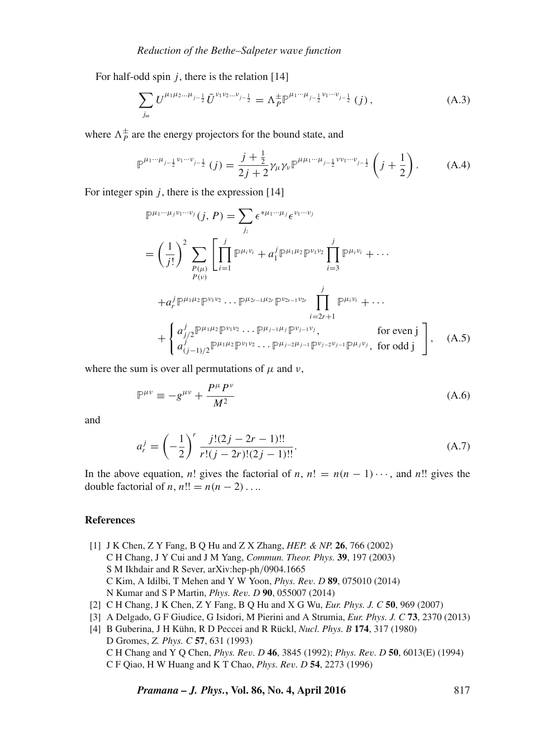For half-odd spin $j$, there is the relation [14]

$$\sum_{j_m} U^{\mu_1\mu_2\ldots\mu_{j-\frac{1}{2}}} \bar{U}^{\nu_1\nu_2\ldots\nu_{j-\frac{1}{2}}} = \Lambda_P^{\pm} \mathbb{P}^{\mu_1\cdots\mu_{j-\frac{1}{2}}\nu_1\cdots\nu_{j-\frac{1}{2}}}(j), \tag{A.3}$$

where $\Lambda_P^{\pm}$ are the energy projectors for the bound state, and

$$\mathbb{P}^{\mu_1\cdots\mu_{j-\frac{1}{2}}\nu_1\cdots\nu_{j-\frac{1}{2}}}(j) = \frac{j+\frac{1}{2}}{2j+2}\gamma_\mu\gamma_\nu \mathbb{P}^{\mu\mu_1\cdots\mu_{j-\frac{1}{2}}\nu\nu_1\cdots\nu_{j-\frac{1}{2}}}\left(j+\frac{1}{2}\right). \tag{A.4}$$

For integer spin $j$, there is the expression [14]

$$\begin{aligned}
\mathbb{P}^{\mu_1\cdots\mu_j\nu_1\cdots\nu_j}(j, P) &= \sum_{j_z} \epsilon^{*\mu_1\cdots\mu_j}\epsilon^{\nu_1\cdots\nu_j} \\
&= \left(\frac{1}{j!}\right)^2 \sum_{\substack{P(\mu)\\P(\nu)}} \left[\prod_{i=1}^{j}\mathbb{P}^{\mu_i\nu_i} + a_1^j \mathbb{P}^{\mu_1\mu_2}\mathbb{P}^{\nu_1\nu_2}\prod_{i=3}^{j}\mathbb{P}^{\mu_i\nu_i} + \cdots \right.\\
&\quad + a_r^j \mathbb{P}^{\mu_1\mu_2}\mathbb{P}^{\nu_1\nu_2}\cdots\mathbb{P}^{\mu_{2r-1}\mu_{2r}}\mathbb{P}^{\nu_{2r-1}\nu_{2r}}\prod_{i=2r+1}^{j}\mathbb{P}^{\mu_i\nu_i} + \cdots \\
&\quad \left. + \begin{cases} a_{j/2}^j \mathbb{P}^{\mu_1\mu_2}\mathbb{P}^{\nu_1\nu_2}\cdots\mathbb{P}^{\mu_{j-1}\mu_j}\mathbb{P}^{\nu_{j-1}\nu_j}, & \text{for even j} \\ a_{(j-1)/2}^j \mathbb{P}^{\mu_1\mu_2}\mathbb{P}^{\nu_1\nu_2}\cdots\mathbb{P}^{\mu_{j-2}\mu_{j-1}}\mathbb{P}^{\nu_{j-2}\nu_{j-1}}\mathbb{P}^{\mu_j\nu_j}, & \text{for odd j} \end{cases}\right],
\end{aligned} \tag{A.5}$$

where the sum is over all permutations of $\mu$ and $\nu$,

$$\mathbb{P}^{\mu\nu} \equiv -g^{\mu\nu} + \frac{P^\mu P^\nu}{M^2} \tag{A.6}$$

and

$$a_r^j = \left(-\frac{1}{2}\right)^r \frac{j!(2j-2r-1)!!}{r!(j-2r)!(2j-1)!!}. \tag{A.7}$$

In the above equation, $n!$ gives the factorial of $n$, $n! = n(n-1)\cdots$, and $n!!$ gives the double factorial of $n$, $n!! = n(n-2)\ldots$.

## References

[1] J K Chen, Z Y Fang, B Q Hu and Z X Zhang, *HEP. & NP.* **26**, 766 (2002)
C H Chang, J Y Cui and J M Yang, *Commun. Theor. Phys.* **39**, 197 (2003)
S M Ikhdair and R Sever, arXiv:hep-ph/0904.1665
C Kim, A Idilbi, T Mehen and Y W Yoon, *Phys. Rev. D* **89**, 075010 (2014)
N Kumar and S P Martin, *Phys. Rev. D* **90**, 055007 (2014)

[2] C H Chang, J K Chen, Z Y Fang, B Q Hu and X G Wu, *Eur. Phys. J. C* **50**, 969 (2007)

[3] A Delgado, G F Giudice, G Isidori, M Pierini and A Strumia, *Eur. Phys. J. C* **73**, 2370 (2013)

[4] B Guberina, J H Kühn, R D Peccei and R Rückl, *Nucl. Phys. B* **174**, 317 (1980)
D Gromes, *Z. Phys. C* **57**, 631 (1993)
C H Chang and Y Q Chen, *Phys. Rev. D* **46**, 3845 (1992); *Phys. Rev. D* **50**, 6013(E) (1994)
C F Qiao, H W Huang and K T Chao, *Phys. Rev. D* **54**, 2273 (1996)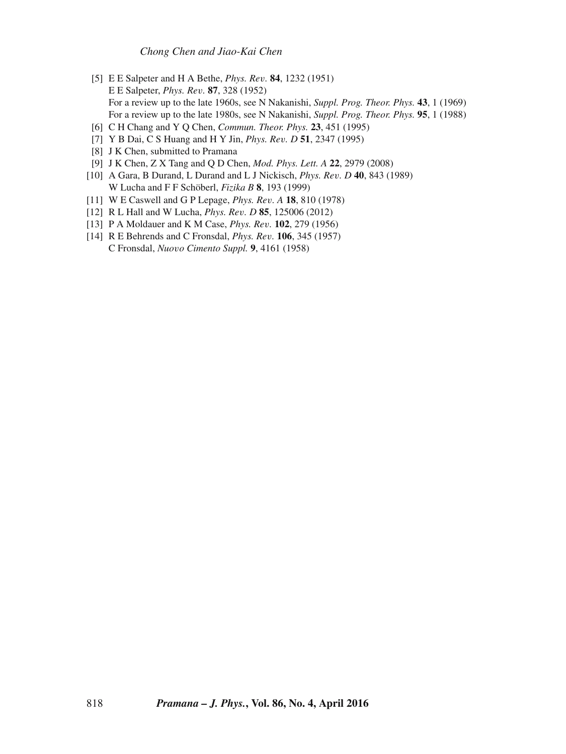[5] E E Salpeter and H A Bethe, *Phys. Rev.* **84**, 1232 (1951)
E E Salpeter, *Phys. Rev.* **87**, 328 (1952)
For a review up to the late 1960s, see N Nakanishi, *Suppl. Prog. Theor. Phys.* **43**, 1 (1969)
For a review up to the late 1980s, see N Nakanishi, *Suppl. Prog. Theor. Phys.* **95**, 1 (1988)

[6] C H Chang and Y Q Chen, *Commun. Theor. Phys.* **23**, 451 (1995)

[7] Y B Dai, C S Huang and H Y Jin, *Phys. Rev. D* **51**, 2347 (1995)

[8] J K Chen, submitted to Pramana

[9] J K Chen, Z X Tang and Q D Chen, *Mod. Phys. Lett. A* **22**, 2979 (2008)

[10] A Gara, B Durand, L Durand and L J Nickisch, *Phys. Rev. D* **40**, 843 (1989)
W Lucha and F F Schöberl, *Fizika B* **8**, 193 (1999)

[11] W E Caswell and G P Lepage, *Phys. Rev. A* **18**, 810 (1978)

[12] R L Hall and W Lucha, *Phys. Rev. D* **85**, 125006 (2012)

[13] P A Moldauer and K M Case, *Phys. Rev.* **102**, 279 (1956)

[14] R E Behrends and C Fronsdal, *Phys. Rev.* **106**, 345 (1957)
C Fronsdal, *Nuovo Cimento Suppl.* **9**, 4161 (1958)